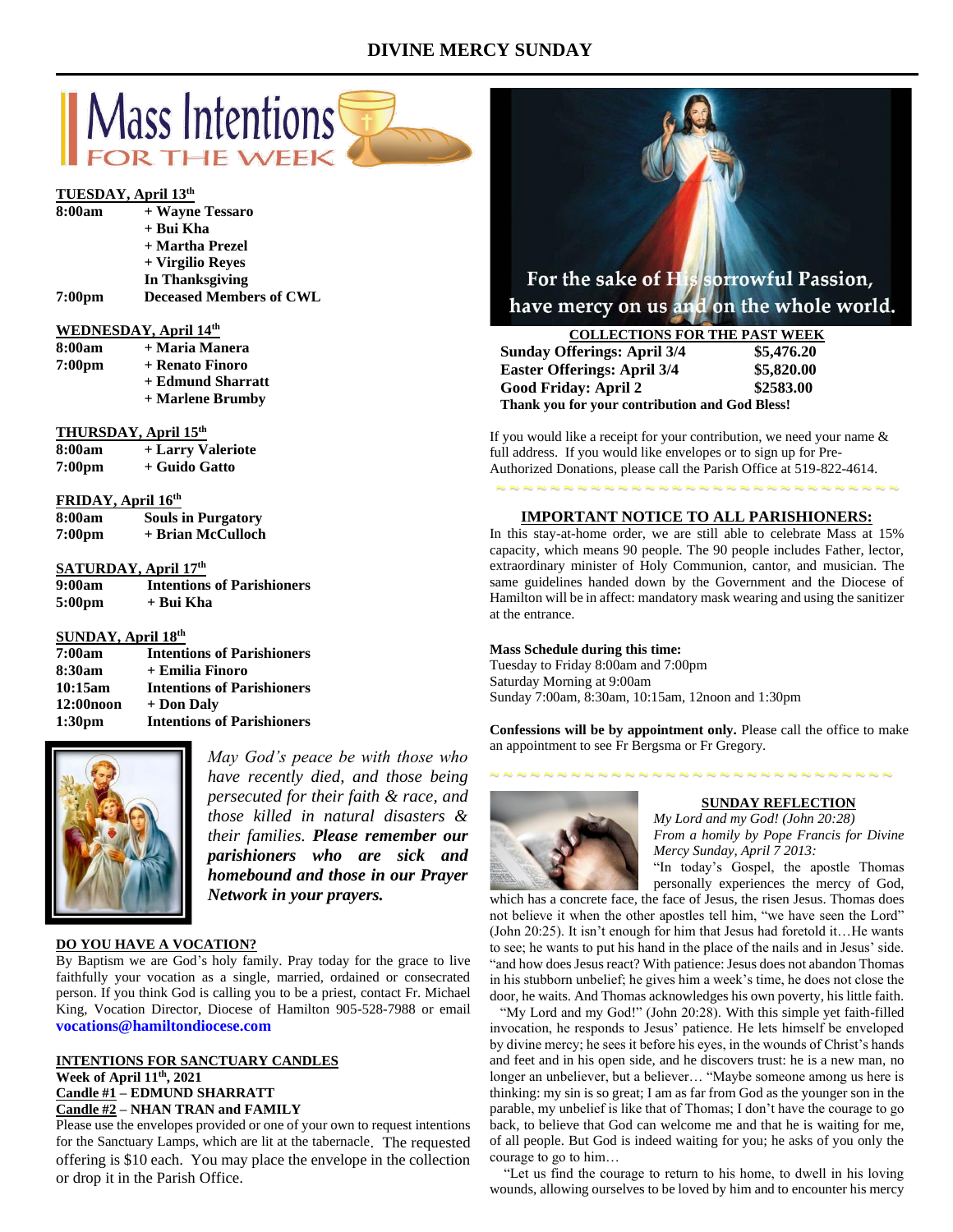# DIVINE MERCY SUNDAY

## Mass Intentions FOR THE WEEK

**TUESDAY, April 13th**

| | |
|---|---|
| **8:00am** | **+ Wayne Tessaro** |
| | **+ Bui Kha** |
| | **+ Martha Prezel** |
| | **+ Virgilio Reyes** |
| | **In Thanksgiving** |
| **7:00pm** | **Deceased Members of CWL** |

**WEDNESDAY, April 14th**

| | |
|---|---|
| **8:00am** | **+ Maria Manera** |
| **7:00pm** | **+ Renato Finoro** |
| | **+ Edmund Sharratt** |
| | **+ Marlene Brumby** |

**THURSDAY, April 15th**

| | |
|---|---|
| **8:00am** | **+ Larry Valeriote** |
| **7:00pm** | **+ Guido Gatto** |

**FRIDAY, April 16th**

| | |
|---|---|
| **8:00am** | **Souls in Purgatory** |
| **7:00pm** | **+ Brian McCulloch** |

**SATURDAY, April 17th**

| | |
|---|---|
| **9:00am** | **Intentions of Parishioners** |
| **5:00pm** | **+ Bui Kha** |

**SUNDAY, April 18th**

| | |
|---|---|
| **7:00am** | **Intentions of Parishioners** |
| **8:30am** | **+ Emilia Finoro** |
| **10:15am** | **Intentions of Parishioners** |
| **12:00noon** | **+ Don Daly** |
| **1:30pm** | **Intentions of Parishioners** |

*May God's peace be with those who have recently died, and those being persecuted for their faith & race, and those killed in natural disasters & their families.* ***Please remember our parishioners who are sick and homebound and those in our Prayer Network in your prayers.***

**DO YOU HAVE A VOCATION?**

By Baptism we are God's holy family. Pray today for the grace to live faithfully your vocation as a single, married, ordained or consecrated person. If you think God is calling you to be a priest, contact Fr. Michael King, Vocation Director, Diocese of Hamilton 905-528-7988 or email **vocations@hamiltondiocese.com**

**INTENTIONS FOR SANCTUARY CANDLES**

**Week of April 11th, 2021**

**Candle #1 – EDMUND SHARRATT**

**Candle #2 – NHAN TRAN and FAMILY**

Please use the envelopes provided or one of your own to request intentions for the Sanctuary Lamps, which are lit at the tabernacle. The requested offering is $10 each. You may place the envelope in the collection or drop it in the Parish Office.

For the sake of His sorrowful Passion, have mercy on us and on the whole world.

**COLLECTIONS FOR THE PAST WEEK**

| | |
|---|---|
| **Sunday Offerings: April 3/4** | **$5,476.20** |
| **Easter Offerings: April 3/4** | **$5,820.00** |
| **Good Friday: April 2** | **$2583.00** |

**Thank you for your contribution and God Bless!**

If you would like a receipt for your contribution, we need your name & full address. If you would like envelopes or to sign up for Pre-Authorized Donations, please call the Parish Office at 519-822-4614.

**IMPORTANT NOTICE TO ALL PARISHIONERS:**

In this stay-at-home order, we are still able to celebrate Mass at 15% capacity, which means 90 people. The 90 people includes Father, lector, extraordinary minister of Holy Communion, cantor, and musician. The same guidelines handed down by the Government and the Diocese of Hamilton will be in affect: mandatory mask wearing and using the sanitizer at the entrance.

**Mass Schedule during this time:**

Tuesday to Friday 8:00am and 7:00pm
Saturday Morning at 9:00am
Sunday 7:00am, 8:30am, 10:15am, 12noon and 1:30pm

**Confessions will be by appointment only.** Please call the office to make an appointment to see Fr Bergsma or Fr Gregory.

**SUNDAY REFLECTION**

*My Lord and my God! (John 20:28)*
*From a homily by Pope Francis for Divine Mercy Sunday, April 7 2013:*

"In today's Gospel, the apostle Thomas personally experiences the mercy of God, which has a concrete face, the face of Jesus, the risen Jesus. Thomas does not believe it when the other apostles tell him, "we have seen the Lord" (John 20:25). It isn't enough for him that Jesus had foretold it…He wants to see; he wants to put his hand in the place of the nails and in Jesus' side. "and how does Jesus react? With patience: Jesus does not abandon Thomas in his stubborn unbelief; he gives him a week's time, he does not close the door, he waits. And Thomas acknowledges his own poverty, his little faith.

"My Lord and my God!" (John 20:28). With this simple yet faith-filled invocation, he responds to Jesus' patience. He lets himself be enveloped by divine mercy; he sees it before his eyes, in the wounds of Christ's hands and feet and in his open side, and he discovers trust: he is a new man, no longer an unbeliever, but a believer… "Maybe someone among us here is thinking: my sin is so great; I am as far from God as the younger son in the parable, my unbelief is like that of Thomas; I don't have the courage to go back, to believe that God can welcome me and that he is waiting for me, of all people. But God is indeed waiting for you; he asks of you only the courage to go to him…

"Let us find the courage to return to his home, to dwell in his loving wounds, allowing ourselves to be loved by him and to encounter his mercy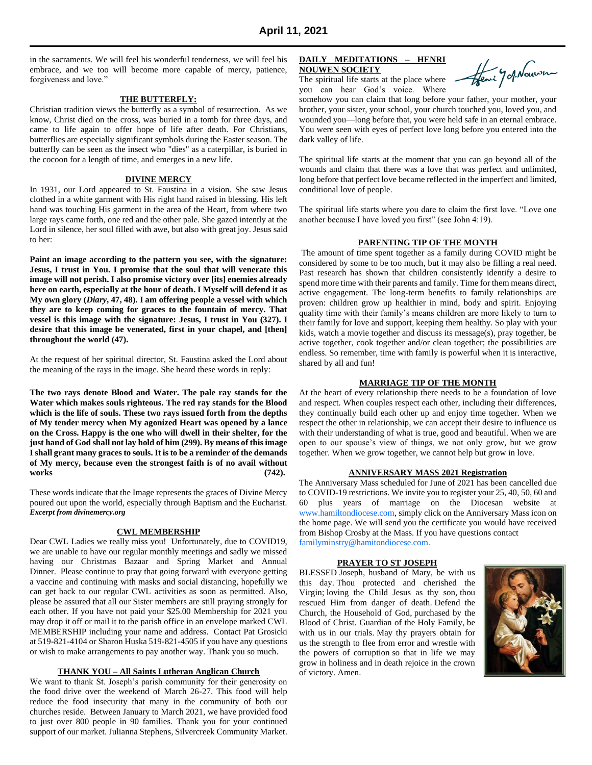in the sacraments. We will feel his wonderful tenderness, we will feel his embrace, and we too will become more capable of mercy, patience, forgiveness and love."

## THE BUTTERFLY:

Christian tradition views the butterfly as a symbol of resurrection. As we know, Christ died on the cross, was buried in a tomb for three days, and came to life again to offer hope of life after death. For Christians, butterflies are especially significant symbols during the Easter season. The butterfly can be seen as the insect who "dies" as a caterpillar, is buried in the cocoon for a length of time, and emerges in a new life.

## DIVINE MERCY

In 1931, our Lord appeared to St. Faustina in a vision. She saw Jesus clothed in a white garment with His right hand raised in blessing. His left hand was touching His garment in the area of the Heart, from where two large rays came forth, one red and the other pale. She gazed intently at the Lord in silence, her soul filled with awe, but also with great joy. Jesus said to her:

**Paint an image according to the pattern you see, with the signature: Jesus, I trust in You. I promise that the soul that will venerate this image will not perish. I also promise victory over [its] enemies already here on earth, especially at the hour of death. I Myself will defend it as My own glory (*Diary*, 47, 48). I am offering people a vessel with which they are to keep coming for graces to the fountain of mercy. That vessel is this image with the signature: Jesus, I trust in You (327). I desire that this image be venerated, first in your chapel, and [then] throughout the world (47).**

At the request of her spiritual director, St. Faustina asked the Lord about the meaning of the rays in the image. She heard these words in reply:

**The two rays denote Blood and Water. The pale ray stands for the Water which makes souls righteous. The red ray stands for the Blood which is the life of souls. These two rays issued forth from the depths of My tender mercy when My agonized Heart was opened by a lance on the Cross. Happy is the one who will dwell in their shelter, for the just hand of God shall not lay hold of him (299). By means of this image I shall grant many graces to souls. It is to be a reminder of the demands of My mercy, because even the strongest faith is of no avail without works (742).**

These words indicate that the Image represents the graces of Divine Mercy poured out upon the world, especially through Baptism and the Eucharist.
***Excerpt from divinemercy.org***

## CWL MEMBERSHIP

Dear CWL Ladies we really miss you! Unfortunately, due to COVID19, we are unable to have our regular monthly meetings and sadly we missed having our Christmas Bazaar and Spring Market and Annual Dinner. Please continue to pray that going forward with everyone getting a vaccine and continuing with masks and social distancing, hopefully we can get back to our regular CWL activities as soon as permitted. Also, please be assured that all our Sister members are still praying strongly for each other. If you have not paid your $25.00 Membership for 2021 you may drop it off or mail it to the parish office in an envelope marked CWL MEMBERSHIP including your name and address. Contact Pat Grosicki at 519-821-4104 or Sharon Huska 519-821-4505 if you have any questions or wish to make arrangements to pay another way. Thank you so much.

## THANK YOU – All Saints Lutheran Anglican Church

We want to thank St. Joseph's parish community for their generosity on the food drive over the weekend of March 26-27. This food will help reduce the food insecurity that many in the community of both our churches reside. Between January to March 2021, we have provided food to just over 800 people in 90 families. Thank you for your continued support of our market. Julianna Stephens, Silvercreek Community Market.

## DAILY MEDITATIONS – HENRI NOUWEN SOCIETY

The spiritual life starts at the place where you can hear God's voice. Where somehow you can claim that long before your father, your mother, your brother, your sister, your school, your church touched you, loved you, and wounded you—long before that, you were held safe in an eternal embrace. You were seen with eyes of perfect love long before you entered into the dark valley of life.

The spiritual life starts at the moment that you can go beyond all of the wounds and claim that there was a love that was perfect and unlimited, long before that perfect love became reflected in the imperfect and limited, conditional love of people.

The spiritual life starts where you dare to claim the first love. "Love one another because I have loved you first" (see John 4:19).

## PARENTING TIP OF THE MONTH

The amount of time spent together as a family during COVID might be considered by some to be too much, but it may also be filling a real need. Past research has shown that children consistently identify a desire to spend more time with their parents and family. Time for them means direct, active engagement. The long-term benefits to family relationships are proven: children grow up healthier in mind, body and spirit. Enjoying quality time with their family's means children are more likely to turn to their family for love and support, keeping them healthy. So play with your kids, watch a movie together and discuss its message(s), pray together, be active together, cook together and/or clean together; the possibilities are endless. So remember, time with family is powerful when it is interactive, shared by all and fun!

## MARRIAGE TIP OF THE MONTH

At the heart of every relationship there needs to be a foundation of love and respect. When couples respect each other, including their differences, they continually build each other up and enjoy time together. When we respect the other in relationship, we can accept their desire to influence us with their understanding of what is true, good and beautiful. When we are open to our spouse's view of things, we not only grow, but we grow together. When we grow together, we cannot help but grow in love.

## ANNIVERSARY MASS 2021 Registration

The Anniversary Mass scheduled for June of 2021 has been cancelled due to COVID-19 restrictions. We invite you to register your 25, 40, 50, 60 and 60 plus years of marriage on the Diocesan website at www.hamiltondiocese.com, simply click on the Anniversary Mass icon on the home page. We will send you the certificate you would have received from Bishop Crosby at the Mass. If you have questions contact familyminstry@hamitondiocese.com.

## PRAYER TO ST JOSEPH

BLESSED Joseph, husband of Mary, be with us this day. Thou protected and cherished the Virgin; loving the Child Jesus as thy son, thou rescued Him from danger of death. Defend the Church, the Household of God, purchased by the Blood of Christ. Guardian of the Holy Family, be with us in our trials. May thy prayers obtain for us the strength to flee from error and wrestle with the powers of corruption so that in life we may grow in holiness and in death rejoice in the crown of victory. Amen.